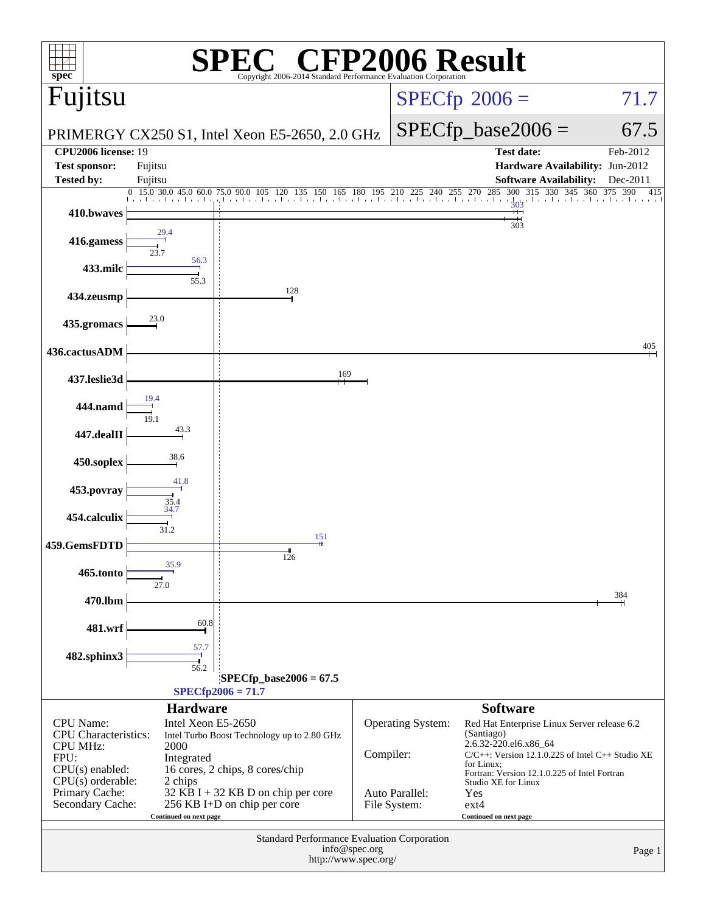# SPEC® CFP2006 Result

Copyright 2006-2014 Standard Performance Evaluation Corporation

## Fujitsu

PRIMERGY CX250 S1, Intel Xeon E5-2650, 2.0 GHz

SPECfp 2006 = 71.7

SPECfp_base2006 = 67.5

| | | | |
|---|---|---|---|
| **CPU2006 license:** | 19 | **Test date:** | Feb-2012 |
| **Test sponsor:** | Fujitsu | **Hardware Availability:** | Jun-2012 |
| **Tested by:** | Fujitsu | **Software Availability:** | Dec-2011 |

| Benchmark | Base | Peak |
|---|---|---|
| 410.bwaves | 303 | 303 |
| 416.gamess | 23.7 | 29.4 |
| 433.milc | 55.3 | 56.3 |
| 434.zeusmp | 128 | |
| 435.gromacs | 23.0 | |
| 436.cactusADM | 405 | |
| 437.leslie3d | 169 | |
| 444.namd | 19.1 | 19.4 |
| 447.dealII | 43.3 | |
| 450.soplex | 38.6 | |
| 453.povray | 35.4 | 41.8 |
| 454.calculix | 31.2 | 34.7 |
| 459.GemsFDTD | 126 | 151 |
| 465.tonto | 27.0 | 35.9 |
| 470.lbm | 384 | |
| 481.wrf | 60.8 | |
| 482.sphinx3 | 56.2 | 57.7 |

SPECfp_base2006 = 67.5

SPECfp2006 = 71.7

### Hardware

| | |
|---|---|
| CPU Name: | Intel Xeon E5-2650 |
| CPU Characteristics: | Intel Turbo Boost Technology up to 2.80 GHz |
| CPU MHz: | 2000 |
| FPU: | Integrated |
| CPU(s) enabled: | 16 cores, 2 chips, 8 cores/chip |
| CPU(s) orderable: | 2 chips |
| Primary Cache: | 32 KB I + 32 KB D on chip per core |
| Secondary Cache: | 256 KB I+D on chip per core |

Continued on next page

### Software

| | |
|---|---|
| Operating System: | Red Hat Enterprise Linux Server release 6.2 (Santiago) 2.6.32-220.el6.x86_64 |
| Compiler: | C/C++: Version 12.1.0.225 of Intel C++ Studio XE for Linux; Fortran: Version 12.1.0.225 of Intel Fortran Studio XE for Linux |
| Auto Parallel: | Yes |
| File System: | ext4 |

Continued on next page

Standard Performance Evaluation Corporation
info@spec.org
http://www.spec.org/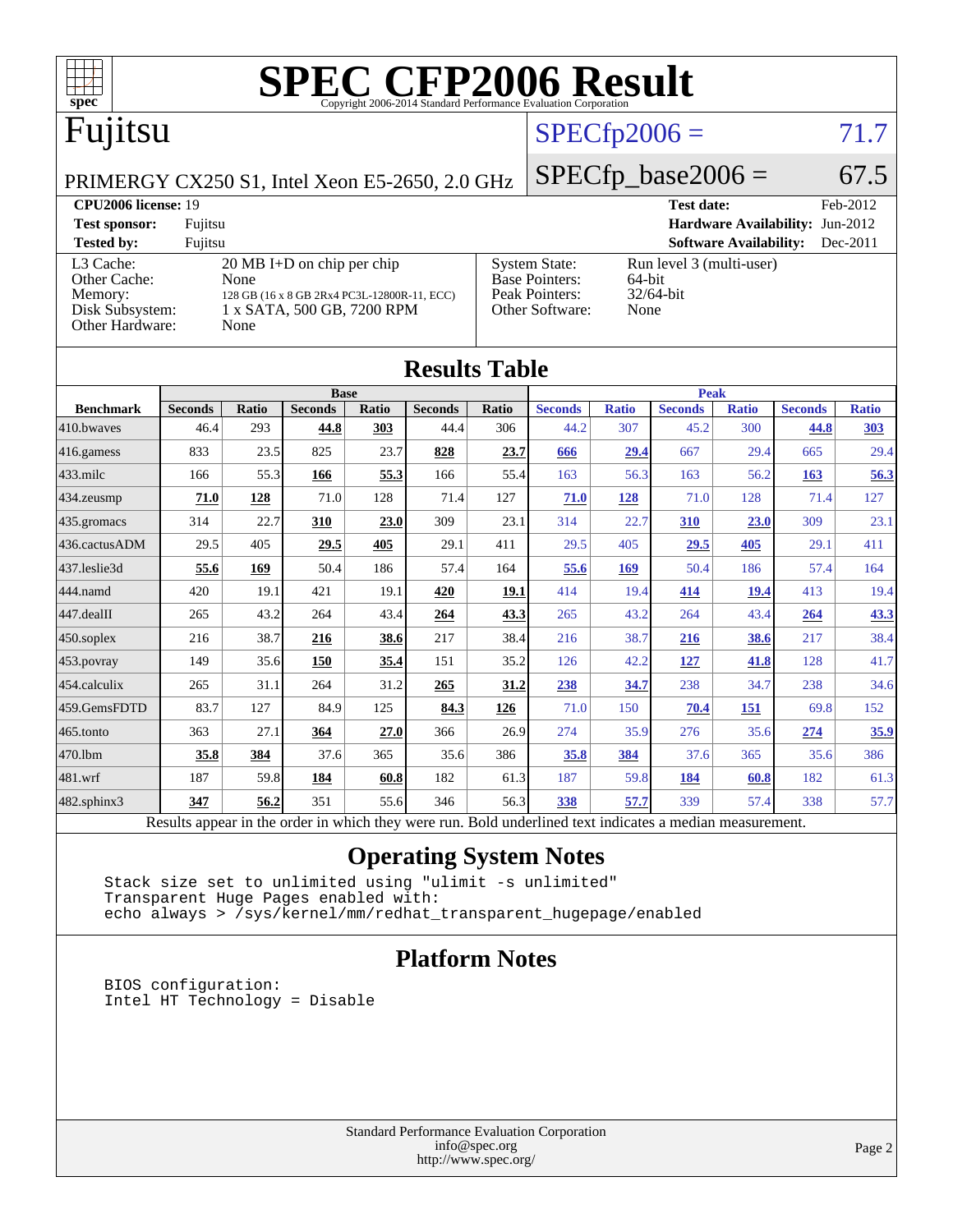# SPEC CFP2006 Result

Copyright 2006-2014 Standard Performance Evaluation Corporation

## Fujitsu

PRIMERGY CX250 S1, Intel Xeon E5-2650, 2.0 GHz

SPECfp2006 = 71.7

SPECfp_base2006 = 67.5

| | | | |
|---|---|---|---|
| **CPU2006 license:** 19 | | **Test date:** | Feb-2012 |
| **Test sponsor:** | Fujitsu | **Hardware Availability:** | Jun-2012 |
| **Tested by:** | Fujitsu | **Software Availability:** | Dec-2011 |

| | | | |
|---|---|---|---|
| L3 Cache: | 20 MB I+D on chip per chip | System State: | Run level 3 (multi-user) |
| Other Cache: | None | Base Pointers: | 64-bit |
| Memory: | 128 GB (16 x 8 GB 2Rx4 PC3L-12800R-11, ECC) | Peak Pointers: | 32/64-bit |
| Disk Subsystem: | 1 x SATA, 500 GB, 7200 RPM | Other Software: | None |
| Other Hardware: | None | | |

## Results Table

| Benchmark | Base | | | | | | Peak | | | | | |
|---|---|---|---|---|---|---|---|---|---|---|---|---|
| | Seconds | Ratio | Seconds | Ratio | Seconds | Ratio | Seconds | Ratio | Seconds | Ratio | Seconds | Ratio |
| 410.bwaves | 46.4 | 293 | **44.8** | **303** | 44.4 | 306 | 44.2 | 307 | 45.2 | 300 | **44.8** | **303** |
| 416.gamess | 833 | 23.5 | 825 | 23.7 | **828** | **23.7** | **666** | **29.4** | 667 | 29.4 | 665 | 29.4 |
| 433.milc | 166 | 55.3 | **166** | **55.3** | 166 | 55.4 | 163 | 56.3 | 163 | 56.2 | **163** | **56.3** |
| 434.zeusmp | **71.0** | **128** | 71.0 | 128 | 71.4 | 127 | **71.0** | **128** | 71.0 | 128 | 71.4 | 127 |
| 435.gromacs | 314 | 22.7 | **310** | **23.0** | 309 | 23.1 | 314 | 22.7 | **310** | **23.0** | 309 | 23.1 |
| 436.cactusADM | 29.5 | 405 | **29.5** | **405** | 29.1 | 411 | 29.5 | 405 | **29.5** | **405** | 29.1 | 411 |
| 437.leslie3d | **55.6** | **169** | 50.4 | 186 | 57.4 | 164 | **55.6** | **169** | 50.4 | 186 | 57.4 | 164 |
| 444.namd | 420 | 19.1 | 421 | 19.1 | **420** | **19.1** | 414 | 19.4 | **414** | **19.4** | 413 | 19.4 |
| 447.dealII | 265 | 43.2 | 264 | 43.4 | **264** | **43.3** | 265 | 43.2 | 264 | 43.4 | **264** | **43.3** |
| 450.soplex | 216 | 38.7 | **216** | **38.6** | 217 | 38.4 | 216 | 38.7 | **216** | **38.6** | 217 | 38.4 |
| 453.povray | 149 | 35.6 | **150** | **35.4** | 151 | 35.2 | 126 | 42.2 | **127** | **41.8** | 128 | 41.7 |
| 454.calculix | 265 | 31.1 | 264 | 31.2 | **265** | **31.2** | **238** | **34.7** | 238 | 34.7 | 238 | 34.6 |
| 459.GemsFDTD | 83.7 | 127 | 84.9 | 125 | **84.3** | **126** | 71.0 | 150 | **70.4** | **151** | 69.8 | 152 |
| 465.tonto | 363 | 27.1 | **364** | **27.0** | 366 | 26.9 | 274 | 35.9 | 276 | 35.6 | **274** | **35.9** |
| 470.lbm | **35.8** | **384** | 37.6 | 365 | 35.6 | 386 | **35.8** | **384** | 37.6 | 365 | 35.6 | 386 |
| 481.wrf | 187 | 59.8 | **184** | **60.8** | 182 | 61.3 | 187 | 59.8 | **184** | **60.8** | 182 | 61.3 |
| 482.sphinx3 | **347** | **56.2** | 351 | 55.6 | 346 | 56.3 | **338** | **57.7** | 339 | 57.4 | 338 | 57.7 |

Results appear in the order in which they were run. Bold underlined text indicates a median measurement.

## Operating System Notes

```
Stack size set to unlimited using "ulimit -s unlimited"
Transparent Huge Pages enabled with:
echo always > /sys/kernel/mm/redhat_transparent_hugepage/enabled
```

## Platform Notes

```
BIOS configuration:
Intel HT Technology = Disable
```

Standard Performance Evaluation Corporation
info@spec.org
http://www.spec.org/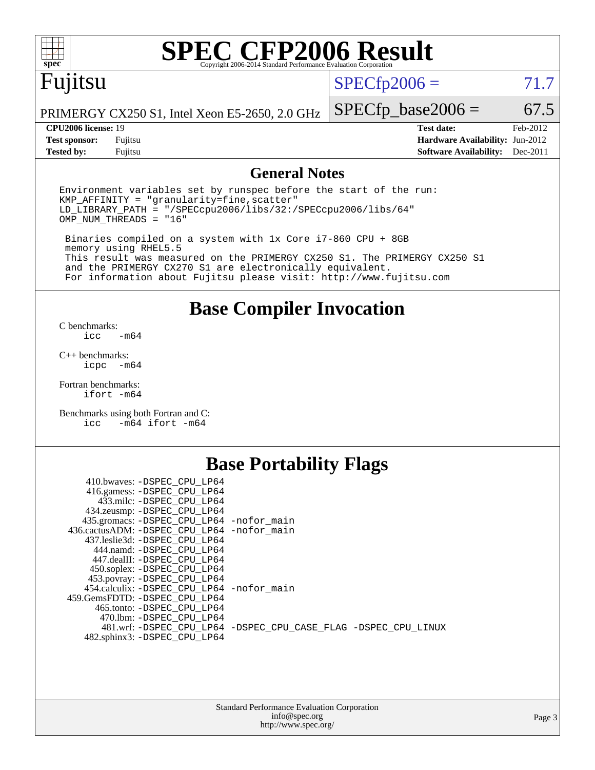# SPEC CFP2006 Result

Copyright 2006-2014 Standard Performance Evaluation Corporation

**Fujitsu**

PRIMERGY CX250 S1, Intel Xeon E5-2650, 2.0 GHz

SPECfp2006 = 71.7

SPECfp_base2006 = 67.5

| | | | |
|---|---|---|---|
| **CPU2006 license:** 19 | | **Test date:** | Feb-2012 |
| **Test sponsor:** | Fujitsu | **Hardware Availability:** | Jun-2012 |
| **Tested by:** | Fujitsu | **Software Availability:** | Dec-2011 |

## General Notes

```
Environment variables set by runspec before the start of the run:
KMP_AFFINITY = "granularity=fine,scatter"
LD_LIBRARY_PATH = "/SPECcpu2006/libs/32:/SPECcpu2006/libs/64"
OMP_NUM_THREADS = "16"

 Binaries compiled on a system with 1x Core i7-860 CPU + 8GB
 memory using RHEL5.5
 This result was measured on the PRIMERGY CX250 S1. The PRIMERGY CX250 S1
 and the PRIMERGY CX270 S1 are electronically equivalent.
 For information about Fujitsu please visit: http://www.fujitsu.com
```

## Base Compiler Invocation

C benchmarks:
```
icc   -m64
```

C++ benchmarks:
```
icpc  -m64
```

Fortran benchmarks:
```
ifort -m64
```

Benchmarks using both Fortran and C:
```
icc   -m64 ifort -m64
```

## Base Portability Flags

```
   410.bwaves: -DSPEC_CPU_LP64
   416.gamess: -DSPEC_CPU_LP64
     433.milc: -DSPEC_CPU_LP64
   434.zeusmp: -DSPEC_CPU_LP64
  435.gromacs: -DSPEC_CPU_LP64 -nofor_main
 436.cactusADM: -DSPEC_CPU_LP64 -nofor_main
  437.leslie3d: -DSPEC_CPU_LP64
     444.namd: -DSPEC_CPU_LP64
   447.dealII: -DSPEC_CPU_LP64
   450.soplex: -DSPEC_CPU_LP64
   453.povray: -DSPEC_CPU_LP64
  454.calculix: -DSPEC_CPU_LP64 -nofor_main
 459.GemsFDTD: -DSPEC_CPU_LP64
    465.tonto: -DSPEC_CPU_LP64
      470.lbm: -DSPEC_CPU_LP64
      481.wrf: -DSPEC_CPU_LP64 -DSPEC_CPU_CASE_FLAG -DSPEC_CPU_LINUX
   482.sphinx3: -DSPEC_CPU_LP64
```

Standard Performance Evaluation Corporation
info@spec.org
http://www.spec.org/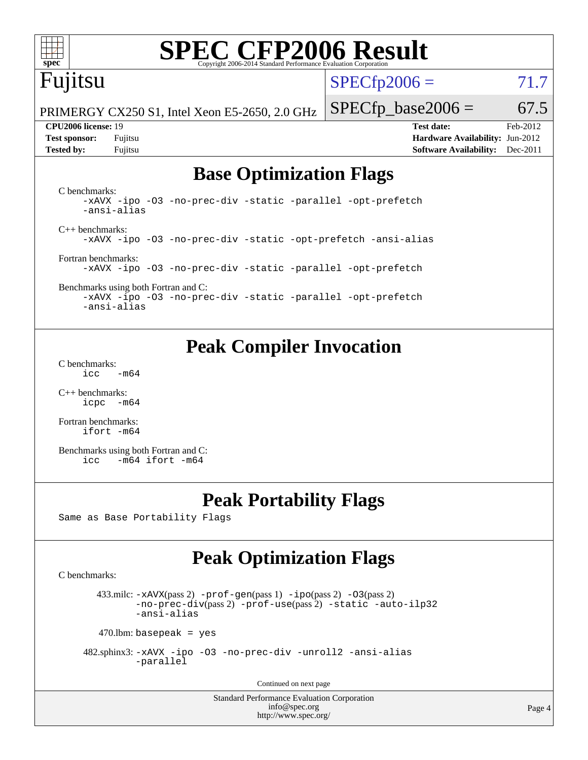# SPEC CFP2006 Result

Copyright 2006-2014 Standard Performance Evaluation Corporation

## Fujitsu

PRIMERGY CX250 S1, Intel Xeon E5-2650, 2.0 GHz

SPECfp2006 = 71.7

SPECfp_base2006 = 67.5

| | | | |
|---|---|---|---|
| **CPU2006 license:** 19 | | **Test date:** | Feb-2012 |
| **Test sponsor:** | Fujitsu | **Hardware Availability:** | Jun-2012 |
| **Tested by:** | Fujitsu | **Software Availability:** | Dec-2011 |

## Base Optimization Flags

C benchmarks:
```
-xAVX -ipo -O3 -no-prec-div -static -parallel -opt-prefetch
-ansi-alias
```

C++ benchmarks:
```
-xAVX -ipo -O3 -no-prec-div -static -opt-prefetch -ansi-alias
```

Fortran benchmarks:
```
-xAVX -ipo -O3 -no-prec-div -static -parallel -opt-prefetch
```

Benchmarks using both Fortran and C:
```
-xAVX -ipo -O3 -no-prec-div -static -parallel -opt-prefetch
-ansi-alias
```

## Peak Compiler Invocation

C benchmarks:
```
icc  -m64
```

C++ benchmarks:
```
icpc -m64
```

Fortran benchmarks:
```
ifort -m64
```

Benchmarks using both Fortran and C:
```
icc  -m64 ifort -m64
```

## Peak Portability Flags

Same as Base Portability Flags

## Peak Optimization Flags

C benchmarks:

433.milc: -xAVX(pass 2) -prof-gen(pass 1) -ipo(pass 2) -O3(pass 2) -no-prec-div(pass 2) -prof-use(pass 2) -static -auto-ilp32 -ansi-alias

470.lbm: basepeak = yes

482.sphinx3: -xAVX -ipo -O3 -no-prec-div -unroll2 -ansi-alias -parallel

Continued on next page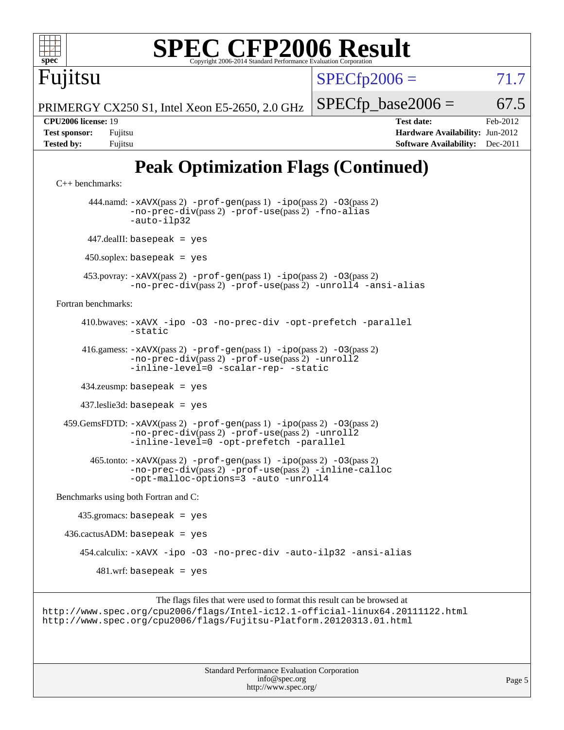# SPEC CFP2006 Result

Copyright 2006-2014 Standard Performance Evaluation Corporation

**Fujitsu**

PRIMERGY CX250 S1, Intel Xeon E5-2650, 2.0 GHz

SPECfp2006 = 71.7

SPECfp_base2006 = 67.5

| | | | |
|---|---|---|---|
| **CPU2006 license:** | 19 | **Test date:** | Feb-2012 |
| **Test sponsor:** | Fujitsu | **Hardware Availability:** | Jun-2012 |
| **Tested by:** | Fujitsu | **Software Availability:** | Dec-2011 |

## Peak Optimization Flags (Continued)

C++ benchmarks:

444.namd: `-xAVX`(pass 2) `-prof-gen`(pass 1) `-ipo`(pass 2) `-O3`(pass 2) `-no-prec-div`(pass 2) `-prof-use`(pass 2) `-fno-alias` `-auto-ilp32`

447.dealII: `basepeak = yes`

450.soplex: `basepeak = yes`

453.povray: `-xAVX`(pass 2) `-prof-gen`(pass 1) `-ipo`(pass 2) `-O3`(pass 2) `-no-prec-div`(pass 2) `-prof-use`(pass 2) `-unroll4` `-ansi-alias`

Fortran benchmarks:

410.bwaves: `-xAVX -ipo -O3 -no-prec-div -opt-prefetch -parallel -static`

416.gamess: `-xAVX`(pass 2) `-prof-gen`(pass 1) `-ipo`(pass 2) `-O3`(pass 2) `-no-prec-div`(pass 2) `-prof-use`(pass 2) `-unroll2` `-inline-level=0 -scalar-rep- -static`

434.zeusmp: `basepeak = yes`

437.leslie3d: `basepeak = yes`

459.GemsFDTD: `-xAVX`(pass 2) `-prof-gen`(pass 1) `-ipo`(pass 2) `-O3`(pass 2) `-no-prec-div`(pass 2) `-prof-use`(pass 2) `-unroll2` `-inline-level=0 -opt-prefetch -parallel`

465.tonto: `-xAVX`(pass 2) `-prof-gen`(pass 1) `-ipo`(pass 2) `-O3`(pass 2) `-no-prec-div`(pass 2) `-prof-use`(pass 2) `-inline-calloc` `-opt-malloc-options=3 -auto -unroll4`

Benchmarks using both Fortran and C:

435.gromacs: `basepeak = yes`

436.cactusADM: `basepeak = yes`

454.calculix: `-xAVX -ipo -O3 -no-prec-div -auto-ilp32 -ansi-alias`

481.wrf: `basepeak = yes`

The flags files that were used to format this result can be browsed at
http://www.spec.org/cpu2006/flags/Intel-ic12.1-official-linux64.20111122.html
http://www.spec.org/cpu2006/flags/Fujitsu-Platform.20120313.01.html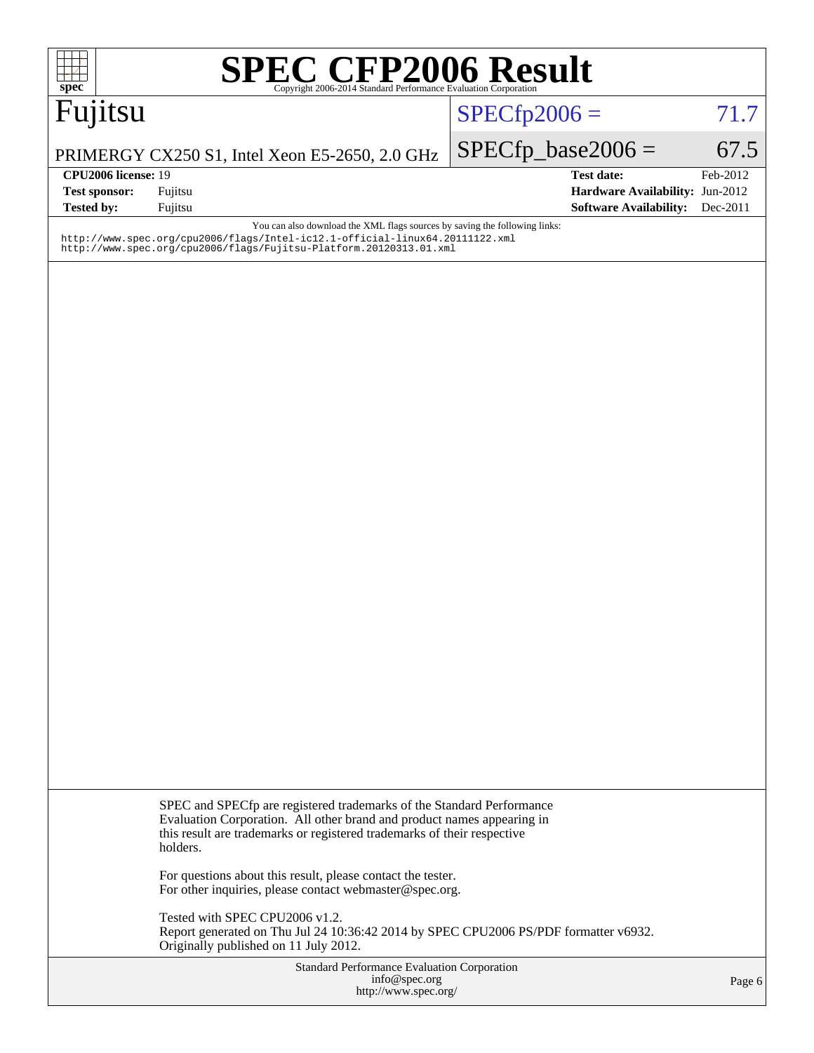# SPEC CFP2006 Result

Copyright 2006-2014 Standard Performance Evaluation Corporation

**Fujitsu**

PRIMERGY CX250 S1, Intel Xeon E5-2650, 2.0 GHz

SPECfp2006 = 71.7

SPECfp_base2006 = 67.5

| | | | |
|---|---|---|---|
| **CPU2006 license:** | 19 | **Test date:** | Feb-2012 |
| **Test sponsor:** | Fujitsu | **Hardware Availability:** | Jun-2012 |
| **Tested by:** | Fujitsu | **Software Availability:** | Dec-2011 |

You can also download the XML flags sources by saving the following links:

```
http://www.spec.org/cpu2006/flags/Intel-ic12.1-official-linux64.20111122.xml
http://www.spec.org/cpu2006/flags/Fujitsu-Platform.20120313.01.xml
```

SPEC and SPECfp are registered trademarks of the Standard Performance Evaluation Corporation. All other brand and product names appearing in this result are trademarks or registered trademarks of their respective holders.

For questions about this result, please contact the tester.
For other inquiries, please contact webmaster@spec.org.

Tested with SPEC CPU2006 v1.2.
Report generated on Thu Jul 24 10:36:42 2014 by SPEC CPU2006 PS/PDF formatter v6932.
Originally published on 11 July 2012.

Standard Performance Evaluation Corporation
info@spec.org
http://www.spec.org/